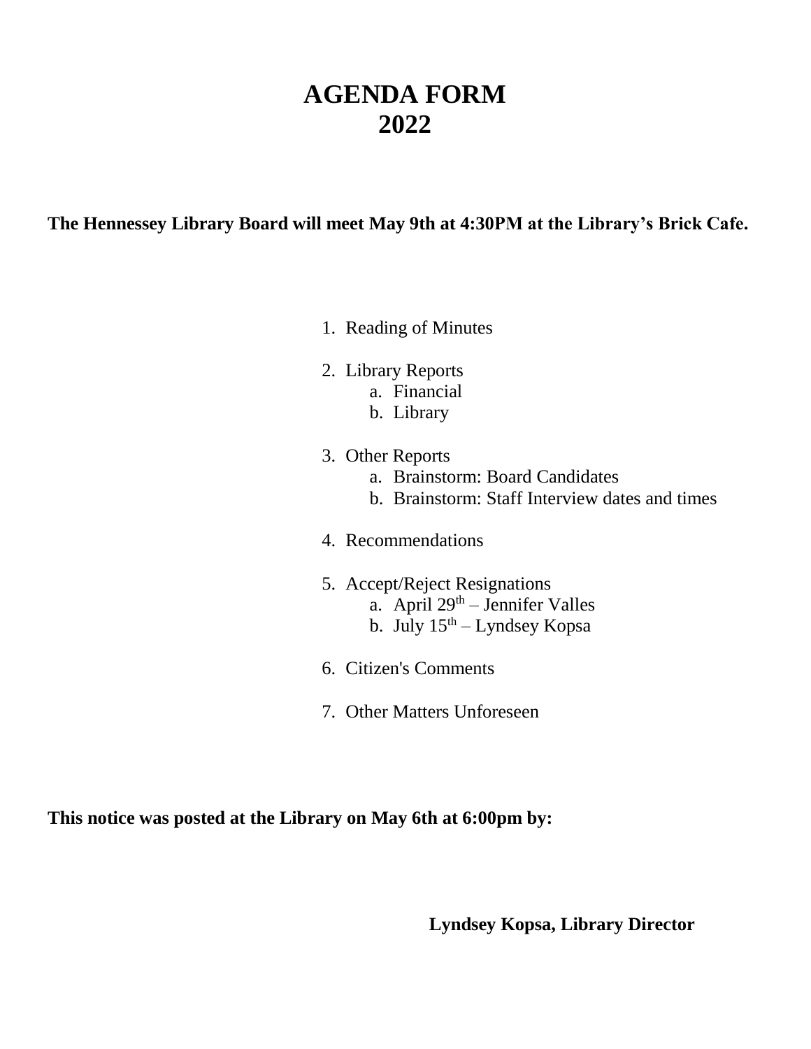# AGENDA FORM
# 2022

**The Hennessey Library Board will meet May 9th at 4:30PM at the Library's Brick Cafe.**

1. Reading of Minutes
2. Library Reports
   a. Financial
   b. Library
3. Other Reports
   a. Brainstorm: Board Candidates
   b. Brainstorm: Staff Interview dates and times
4. Recommendations
5. Accept/Reject Resignations
   a. April 29th – Jennifer Valles
   b. July 15th – Lyndsey Kopsa
6. Citizen's Comments
7. Other Matters Unforeseen

**This notice was posted at the Library on May 6th at 6:00pm by:**

**Lyndsey Kopsa, Library Director**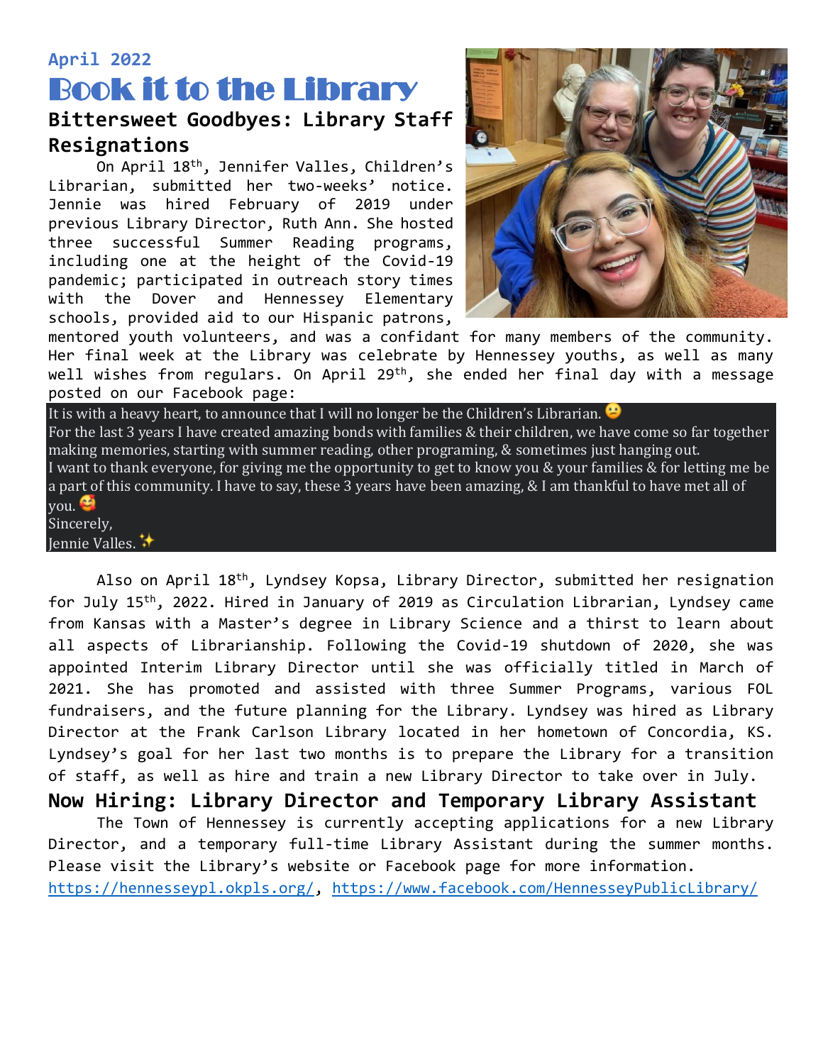**April 2022**

# Book it to the Library

## Bittersweet Goodbyes: Library Staff Resignations

On April 18th, Jennifer Valles, Children's Librarian, submitted her two-weeks' notice. Jennie was hired February of 2019 under previous Library Director, Ruth Ann. She hosted three successful Summer Reading programs, including one at the height of the Covid-19 pandemic; participated in outreach story times with the Dover and Hennessey Elementary schools, provided aid to our Hispanic patrons, mentored youth volunteers, and was a confidant for many members of the community. Her final week at the Library was celebrate by Hennessey youths, as well as many well wishes from regulars. On April 29th, she ended her final day with a message posted on our Facebook page:

> It is with a heavy heart, to announce that I will no longer be the Children's Librarian. 😕
> For the last 3 years I have created amazing bonds with families & their children, we have come so far together making memories, starting with summer reading, other programing, & sometimes just hanging out.
> I want to thank everyone, for giving me the opportunity to get to know you & your families & for letting me be a part of this community. I have to say, these 3 years have been amazing, & I am thankful to have met all of you. 🥰
> Sincerely,
> Jennie Valles. ✨

Also on April 18th, Lyndsey Kopsa, Library Director, submitted her resignation for July 15th, 2022. Hired in January of 2019 as Circulation Librarian, Lyndsey came from Kansas with a Master's degree in Library Science and a thirst to learn about all aspects of Librarianship. Following the Covid-19 shutdown of 2020, she was appointed Interim Library Director until she was officially titled in March of 2021. She has promoted and assisted with three Summer Programs, various FOL fundraisers, and the future planning for the Library. Lyndsey was hired as Library Director at the Frank Carlson Library located in her hometown of Concordia, KS. Lyndsey's goal for her last two months is to prepare the Library for a transition of staff, as well as hire and train a new Library Director to take over in July.

## Now Hiring: Library Director and Temporary Library Assistant

The Town of Hennessey is currently accepting applications for a new Library Director, and a temporary full-time Library Assistant during the summer months. Please visit the Library's website or Facebook page for more information.
https://hennesseypl.okpls.org/, https://www.facebook.com/HennesseyPublicLibrary/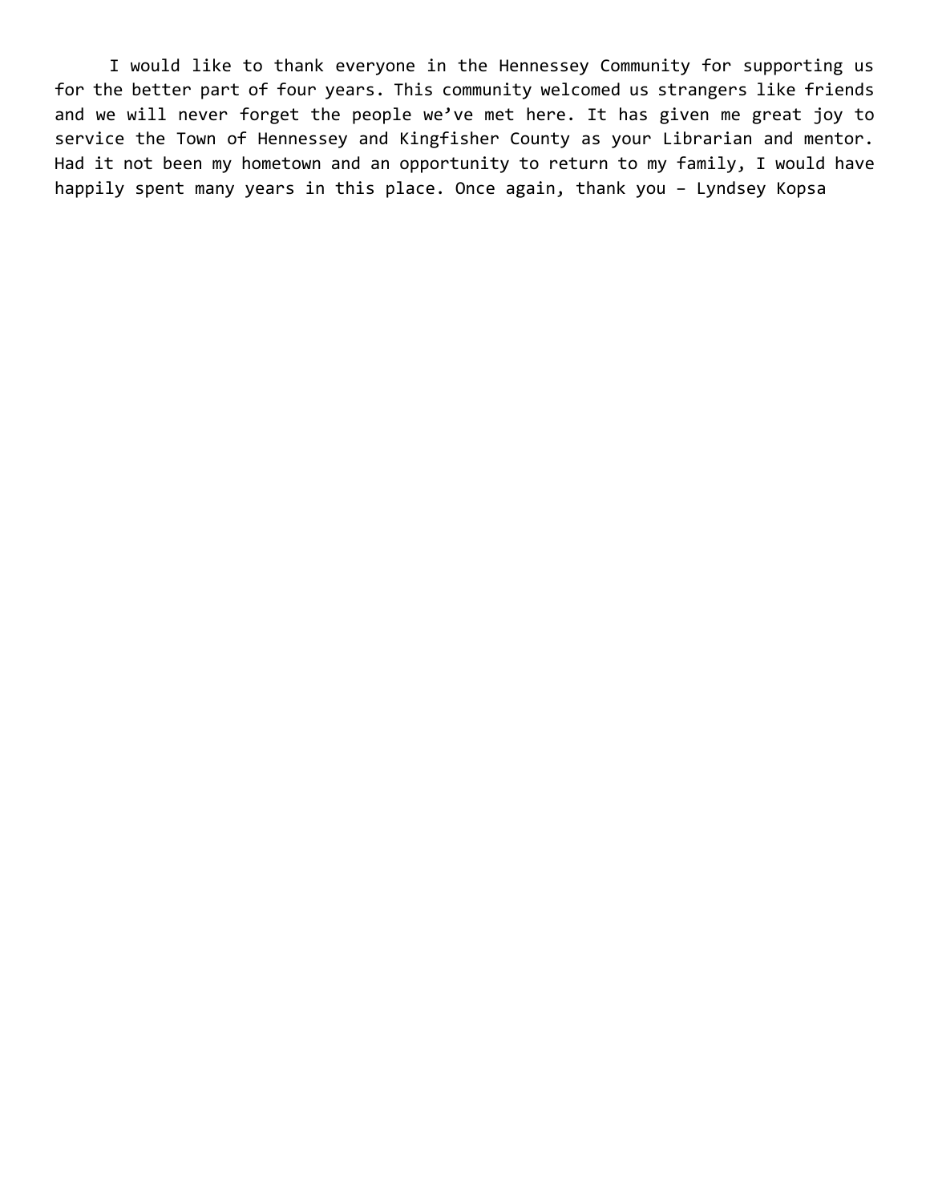I would like to thank everyone in the Hennessey Community for supporting us for the better part of four years. This community welcomed us strangers like friends and we will never forget the people we've met here. It has given me great joy to service the Town of Hennessey and Kingfisher County as your Librarian and mentor. Had it not been my hometown and an opportunity to return to my family, I would have happily spent many years in this place. Once again, thank you – Lyndsey Kopsa